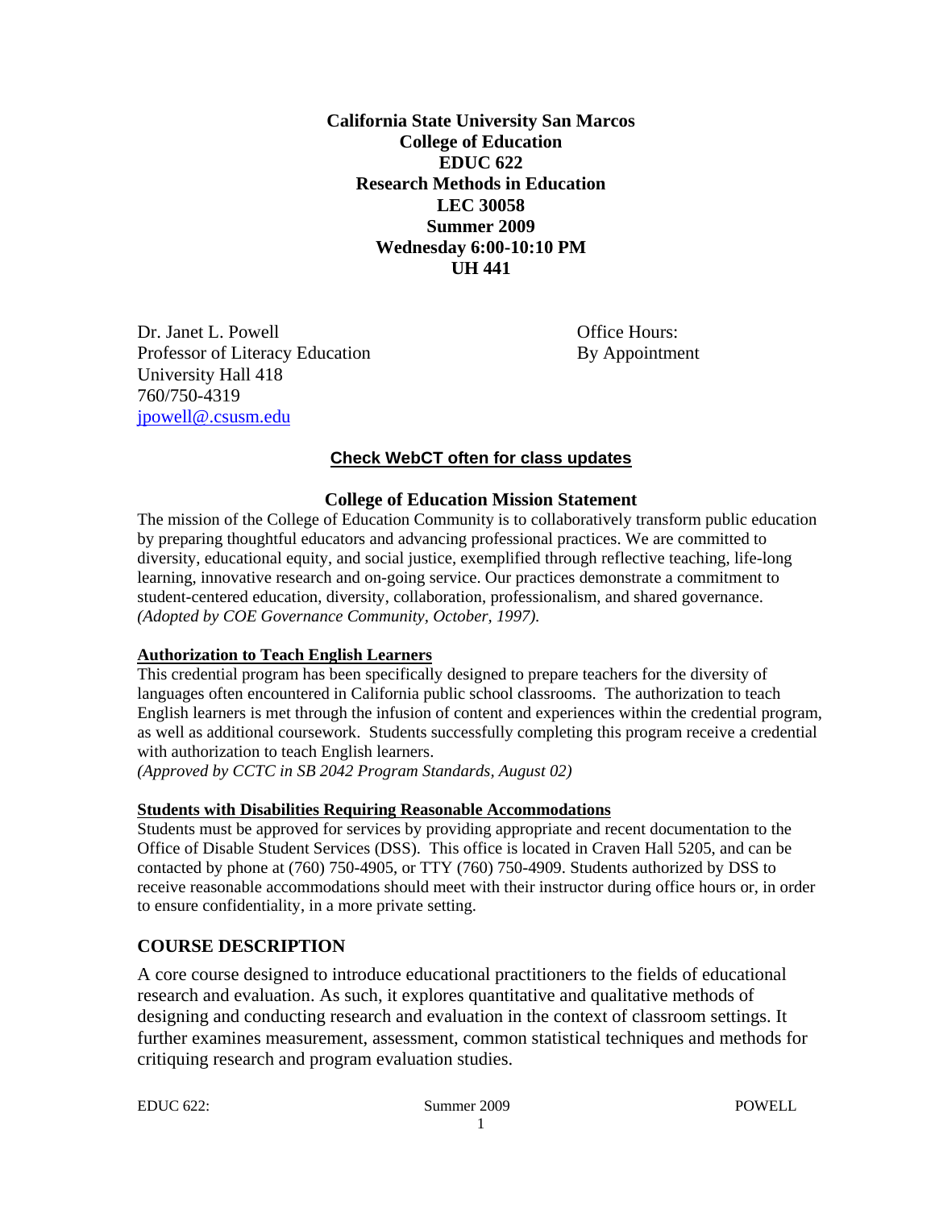**California State University San Marcos**
**College of Education**
**EDUC 622**
**Research Methods in Education**
**LEC 30058**
**Summer 2009**
**Wednesday 6:00-10:10 PM**
**UH 441**

Dr. Janet L. Powell
Professor of Literacy Education
University Hall 418
760/750-4319
jpowell@.csusm.edu

Office Hours:
By Appointment

**Check WebCT often for class updates**

## College of Education Mission Statement

The mission of the College of Education Community is to collaboratively transform public education by preparing thoughtful educators and advancing professional practices. We are committed to diversity, educational equity, and social justice, exemplified through reflective teaching, life-long learning, innovative research and on-going service. Our practices demonstrate a commitment to student-centered education, diversity, collaboration, professionalism, and shared governance. *(Adopted by COE Governance Community, October, 1997).*

### Authorization to Teach English Learners

This credential program has been specifically designed to prepare teachers for the diversity of languages often encountered in California public school classrooms. The authorization to teach English learners is met through the infusion of content and experiences within the credential program, as well as additional coursework. Students successfully completing this program receive a credential with authorization to teach English learners.
*(Approved by CCTC in SB 2042 Program Standards, August 02)*

### Students with Disabilities Requiring Reasonable Accommodations

Students must be approved for services by providing appropriate and recent documentation to the Office of Disable Student Services (DSS). This office is located in Craven Hall 5205, and can be contacted by phone at (760) 750-4905, or TTY (760) 750-4909. Students authorized by DSS to receive reasonable accommodations should meet with their instructor during office hours or, in order to ensure confidentiality, in a more private setting.

## COURSE DESCRIPTION

A core course designed to introduce educational practitioners to the fields of educational research and evaluation. As such, it explores quantitative and qualitative methods of designing and conducting research and evaluation in the context of classroom settings. It further examines measurement, assessment, common statistical techniques and methods for critiquing research and program evaluation studies.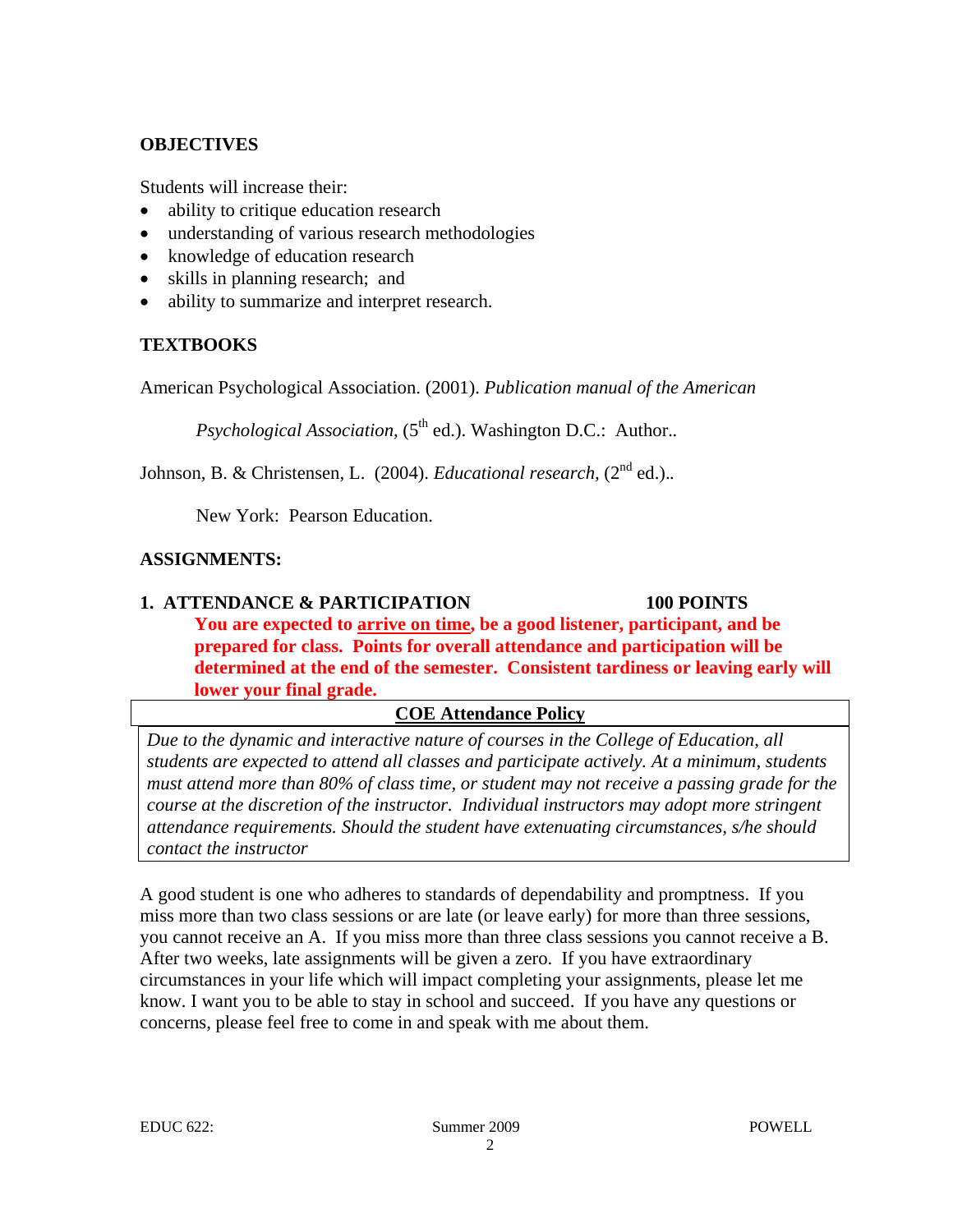### OBJECTIVES

Students will increase their:

- ability to critique education research
- understanding of various research methodologies
- knowledge of education research
- skills in planning research; and
- ability to summarize and interpret research.

### TEXTBOOKS

American Psychological Association. (2001). *Publication manual of the American Psychological Association,* (5th ed.). Washington D.C.: Author..

Johnson, B. & Christensen, L. (2004). *Educational research,* (2nd ed.).. New York: Pearson Education.

### ASSIGNMENTS:

**1. ATTENDANCE & PARTICIPATION 100 POINTS**

**You are expected to <u>arrive on time</u>, be a good listener, participant, and be prepared for class. Points for overall attendance and participation will be determined at the end of the semester. Consistent tardiness or leaving early will lower your final grade.**

| **<u>COE Attendance Policy</u>** |
| --- |
| *Due to the dynamic and interactive nature of courses in the College of Education, all students are expected to attend all classes and participate actively. At a minimum, students must attend more than 80% of class time, or student may not receive a passing grade for the course at the discretion of the instructor. Individual instructors may adopt more stringent attendance requirements. Should the student have extenuating circumstances, s/he should contact the instructor* |

A good student is one who adheres to standards of dependability and promptness. If you miss more than two class sessions or are late (or leave early) for more than three sessions, you cannot receive an A. If you miss more than three class sessions you cannot receive a B. After two weeks, late assignments will be given a zero. If you have extraordinary circumstances in your life which will impact completing your assignments, please let me know. I want you to be able to stay in school and succeed. If you have any questions or concerns, please feel free to come in and speak with me about them.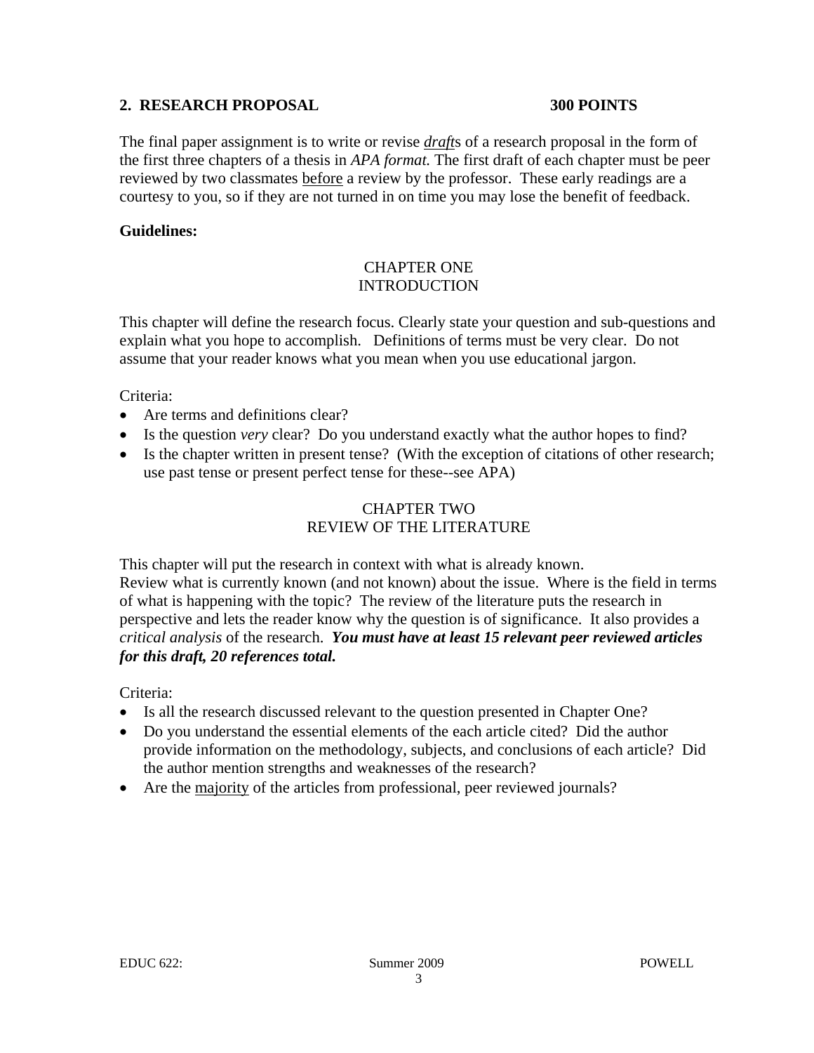## 2. RESEARCH PROPOSAL 300 POINTS

The final paper assignment is to write or revise ***draft***s of a research proposal in the form of the first three chapters of a thesis in *APA format.* The first draft of each chapter must be peer reviewed by two classmates before a review by the professor. These early readings are a courtesy to you, so if they are not turned in on time you may lose the benefit of feedback.

**Guidelines:**

### CHAPTER ONE
### INTRODUCTION

This chapter will define the research focus. Clearly state your question and sub-questions and explain what you hope to accomplish. Definitions of terms must be very clear. Do not assume that your reader knows what you mean when you use educational jargon.

Criteria:

- Are terms and definitions clear?
- Is the question *very* clear? Do you understand exactly what the author hopes to find?
- Is the chapter written in present tense? (With the exception of citations of other research; use past tense or present perfect tense for these--see APA)

### CHAPTER TWO
### REVIEW OF THE LITERATURE

This chapter will put the research in context with what is already known.
Review what is currently known (and not known) about the issue. Where is the field in terms of what is happening with the topic? The review of the literature puts the research in perspective and lets the reader know why the question is of significance. It also provides a *critical analysis* of the research. ***You must have at least 15 relevant peer reviewed articles for this draft, 20 references total.***

Criteria:

- Is all the research discussed relevant to the question presented in Chapter One?
- Do you understand the essential elements of the each article cited? Did the author provide information on the methodology, subjects, and conclusions of each article? Did the author mention strengths and weaknesses of the research?
- Are the majority of the articles from professional, peer reviewed journals?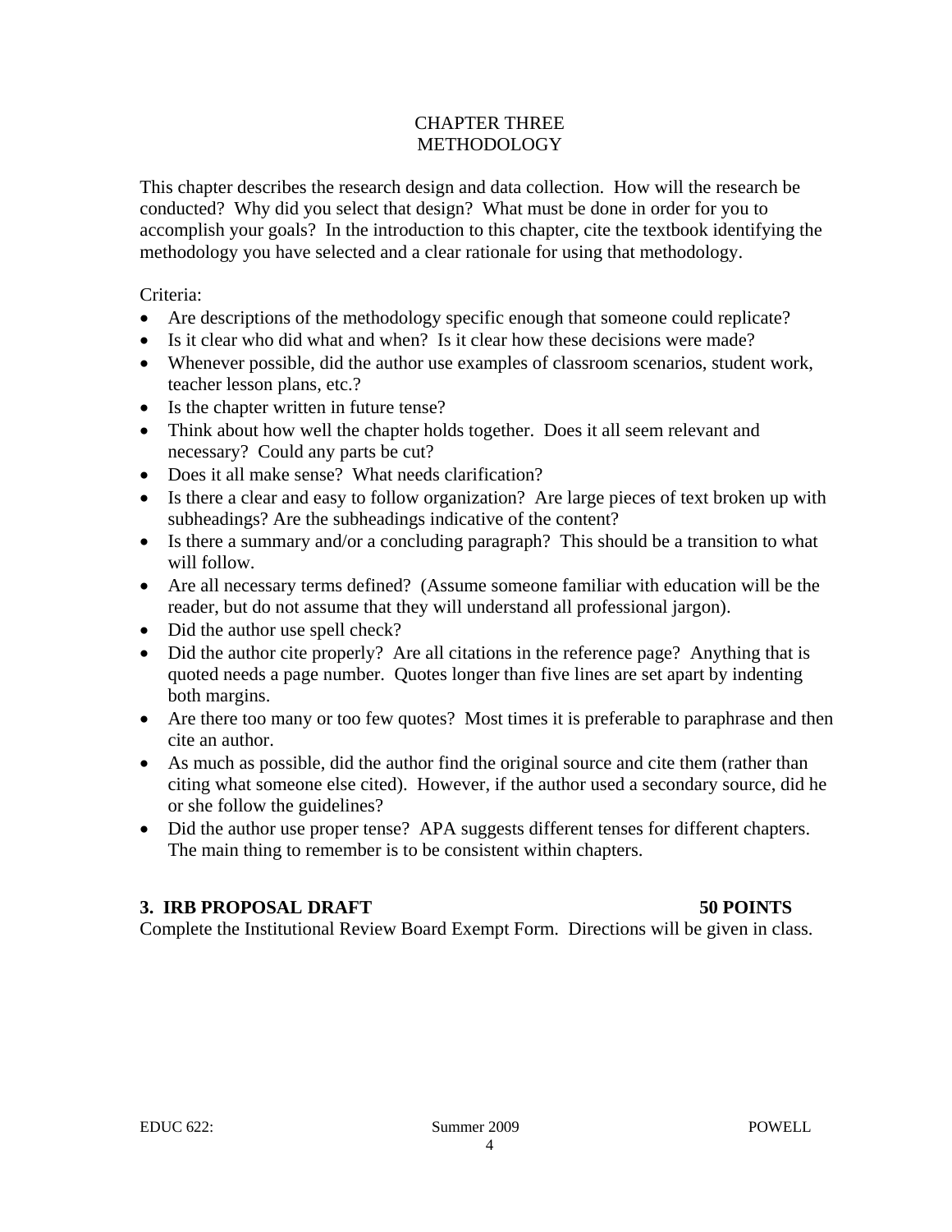# CHAPTER THREE
# METHODOLOGY

This chapter describes the research design and data collection. How will the research be conducted? Why did you select that design? What must be done in order for you to accomplish your goals? In the introduction to this chapter, cite the textbook identifying the methodology you have selected and a clear rationale for using that methodology.

Criteria:

- Are descriptions of the methodology specific enough that someone could replicate?
- Is it clear who did what and when? Is it clear how these decisions were made?
- Whenever possible, did the author use examples of classroom scenarios, student work, teacher lesson plans, etc.?
- Is the chapter written in future tense?
- Think about how well the chapter holds together. Does it all seem relevant and necessary? Could any parts be cut?
- Does it all make sense? What needs clarification?
- Is there a clear and easy to follow organization? Are large pieces of text broken up with subheadings? Are the subheadings indicative of the content?
- Is there a summary and/or a concluding paragraph? This should be a transition to what will follow.
- Are all necessary terms defined? (Assume someone familiar with education will be the reader, but do not assume that they will understand all professional jargon).
- Did the author use spell check?
- Did the author cite properly? Are all citations in the reference page? Anything that is quoted needs a page number. Quotes longer than five lines are set apart by indenting both margins.
- Are there too many or too few quotes? Most times it is preferable to paraphrase and then cite an author.
- As much as possible, did the author find the original source and cite them (rather than citing what someone else cited). However, if the author used a secondary source, did he or she follow the guidelines?
- Did the author use proper tense? APA suggests different tenses for different chapters. The main thing to remember is to be consistent within chapters.

**3. IRB PROPOSAL DRAFT 50 POINTS**

Complete the Institutional Review Board Exempt Form. Directions will be given in class.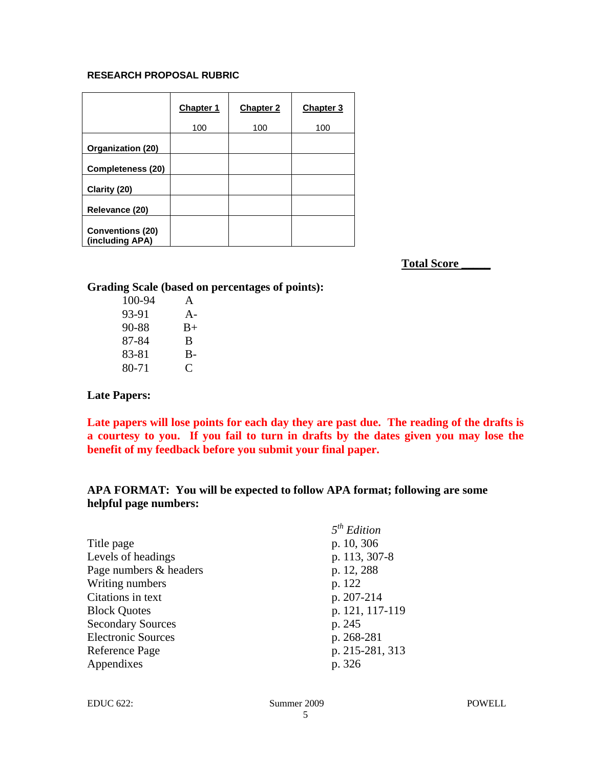**RESEARCH PROPOSAL RUBRIC**

| | Chapter 1<br>100 | Chapter 2<br>100 | Chapter 3<br>100 |
|---|---|---|---|
| **Organization (20)** | | | |
| **Completeness (20)** | | | |
| **Clarity (20)** | | | |
| **Relevance (20)** | | | |
| **Conventions (20) (including APA)** | | | |

**Total Score _____**

**Grading Scale (based on percentages of points):**

| | |
|---|---|
| 100-94 | A |
| 93-91 | A- |
| 90-88 | B+ |
| 87-84 | B |
| 83-81 | B- |
| 80-71 | C |

**Late Papers:**

**Late papers will lose points for each day they are past due. The reading of the drafts is a courtesy to you. If you fail to turn in drafts by the dates given you may lose the benefit of my feedback before you submit your final paper.**

**APA FORMAT: You will be expected to follow APA format; following are some helpful page numbers:**

| | *5th Edition* |
|---|---|
| Title page | p. 10, 306 |
| Levels of headings | p. 113, 307-8 |
| Page numbers & headers | p. 12, 288 |
| Writing numbers | p. 122 |
| Citations in text | p. 207-214 |
| Block Quotes | p. 121, 117-119 |
| Secondary Sources | p. 245 |
| Electronic Sources | p. 268-281 |
| Reference Page | p. 215-281, 313 |
| Appendixes | p. 326 |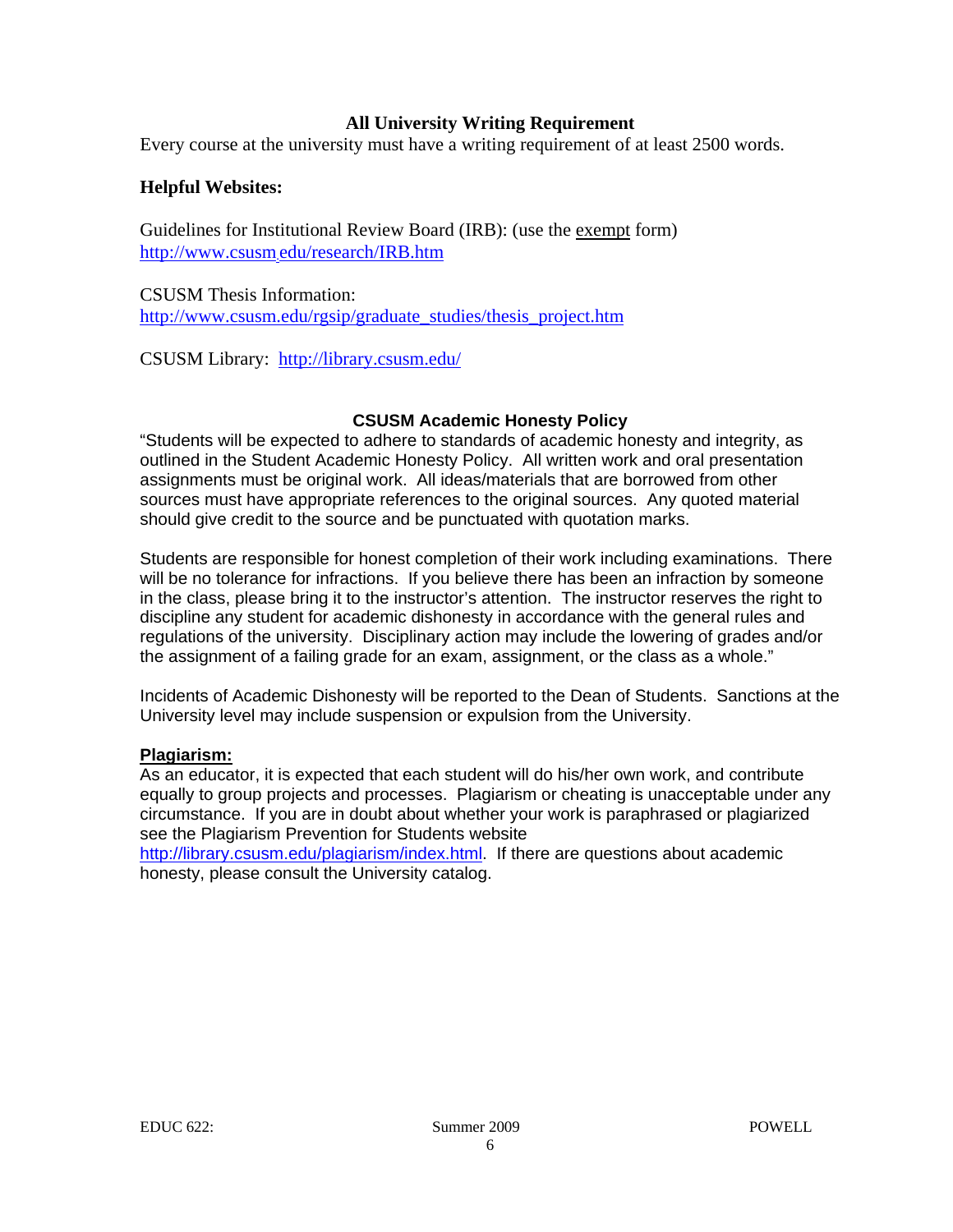## All University Writing Requirement

Every course at the university must have a writing requirement of at least 2500 words.

### Helpful Websites:

Guidelines for Institutional Review Board (IRB): (use the exempt form)
http://www.csusm.edu/research/IRB.htm

CSUSM Thesis Information:
http://www.csusm.edu/rgsip/graduate_studies/thesis_project.htm

CSUSM Library: http://library.csusm.edu/

## CSUSM Academic Honesty Policy

"Students will be expected to adhere to standards of academic honesty and integrity, as outlined in the Student Academic Honesty Policy. All written work and oral presentation assignments must be original work. All ideas/materials that are borrowed from other sources must have appropriate references to the original sources. Any quoted material should give credit to the source and be punctuated with quotation marks.

Students are responsible for honest completion of their work including examinations. There will be no tolerance for infractions. If you believe there has been an infraction by someone in the class, please bring it to the instructor's attention. The instructor reserves the right to discipline any student for academic dishonesty in accordance with the general rules and regulations of the university. Disciplinary action may include the lowering of grades and/or the assignment of a failing grade for an exam, assignment, or the class as a whole."

Incidents of Academic Dishonesty will be reported to the Dean of Students. Sanctions at the University level may include suspension or expulsion from the University.

**Plagiarism:**

As an educator, it is expected that each student will do his/her own work, and contribute equally to group projects and processes. Plagiarism or cheating is unacceptable under any circumstance. If you are in doubt about whether your work is paraphrased or plagiarized see the Plagiarism Prevention for Students website
http://library.csusm.edu/plagiarism/index.html. If there are questions about academic honesty, please consult the University catalog.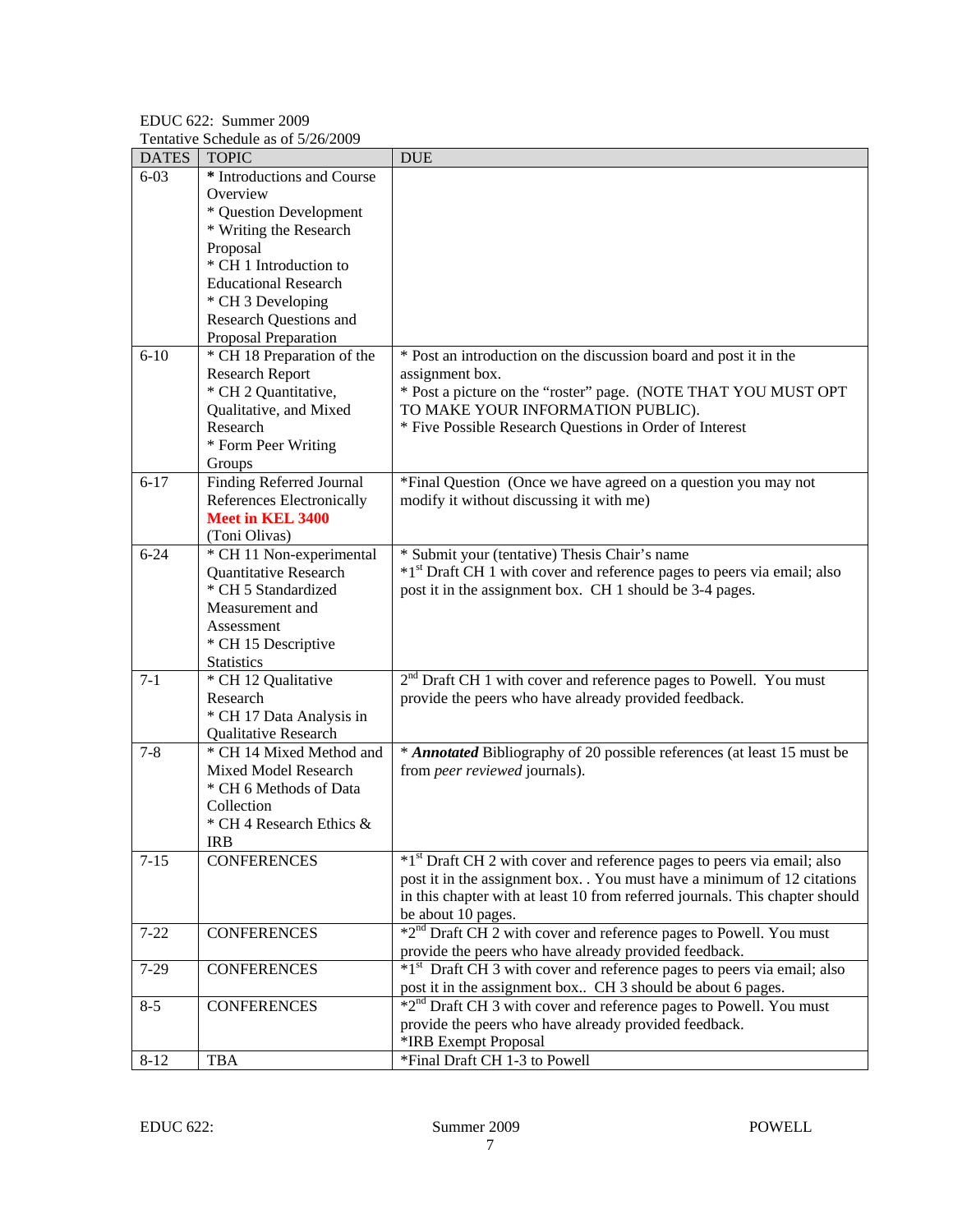EDUC 622: Summer 2009
Tentative Schedule as of 5/26/2009

| DATES | TOPIC | DUE |
|---|---|---|
| 6-03 | * Introductions and Course Overview<br>* Question Development<br>* Writing the Research Proposal<br>* CH 1 Introduction to Educational Research<br>* CH 3 Developing Research Questions and Proposal Preparation | |
| 6-10 | * CH 18 Preparation of the Research Report<br>* CH 2 Quantitative, Qualitative, and Mixed Research<br>* Form Peer Writing Groups | * Post an introduction on the discussion board and post it in the assignment box.<br>* Post a picture on the "roster" page. (NOTE THAT YOU MUST OPT TO MAKE YOUR INFORMATION PUBLIC).<br>* Five Possible Research Questions in Order of Interest |
| 6-17 | Finding Referred Journal References Electronically<br>**Meet in KEL 3400**<br>(Toni Olivas) | *Final Question (Once we have agreed on a question you may not modify it without discussing it with me) |
| 6-24 | * CH 11 Non-experimental Quantitative Research<br>* CH 5 Standardized Measurement and Assessment<br>* CH 15 Descriptive Statistics | * Submit your (tentative) Thesis Chair's name<br>*1st Draft CH 1 with cover and reference pages to peers via email; also post it in the assignment box. CH 1 should be 3-4 pages. |
| 7-1 | * CH 12 Qualitative Research<br>* CH 17 Data Analysis in Qualitative Research | 2nd Draft CH 1 with cover and reference pages to Powell. You must provide the peers who have already provided feedback. |
| 7-8 | * CH 14 Mixed Method and Mixed Model Research<br>* CH 6 Methods of Data Collection<br>* CH 4 Research Ethics & IRB | * ***Annotated*** Bibliography of 20 possible references (at least 15 must be from *peer reviewed* journals). |
| 7-15 | CONFERENCES | *1st Draft CH 2 with cover and reference pages to peers via email; also post it in the assignment box. . You must have a minimum of 12 citations in this chapter with at least 10 from referred journals. This chapter should be about 10 pages. |
| 7-22 | CONFERENCES | *2nd Draft CH 2 with cover and reference pages to Powell. You must provide the peers who have already provided feedback. |
| 7-29 | CONFERENCES | *1st Draft CH 3 with cover and reference pages to peers via email; also post it in the assignment box.. CH 3 should be about 6 pages. |
| 8-5 | CONFERENCES | *2nd Draft CH 3 with cover and reference pages to Powell. You must provide the peers who have already provided feedback.<br>*IRB Exempt Proposal |
| 8-12 | TBA | *Final Draft CH 1-3 to Powell |